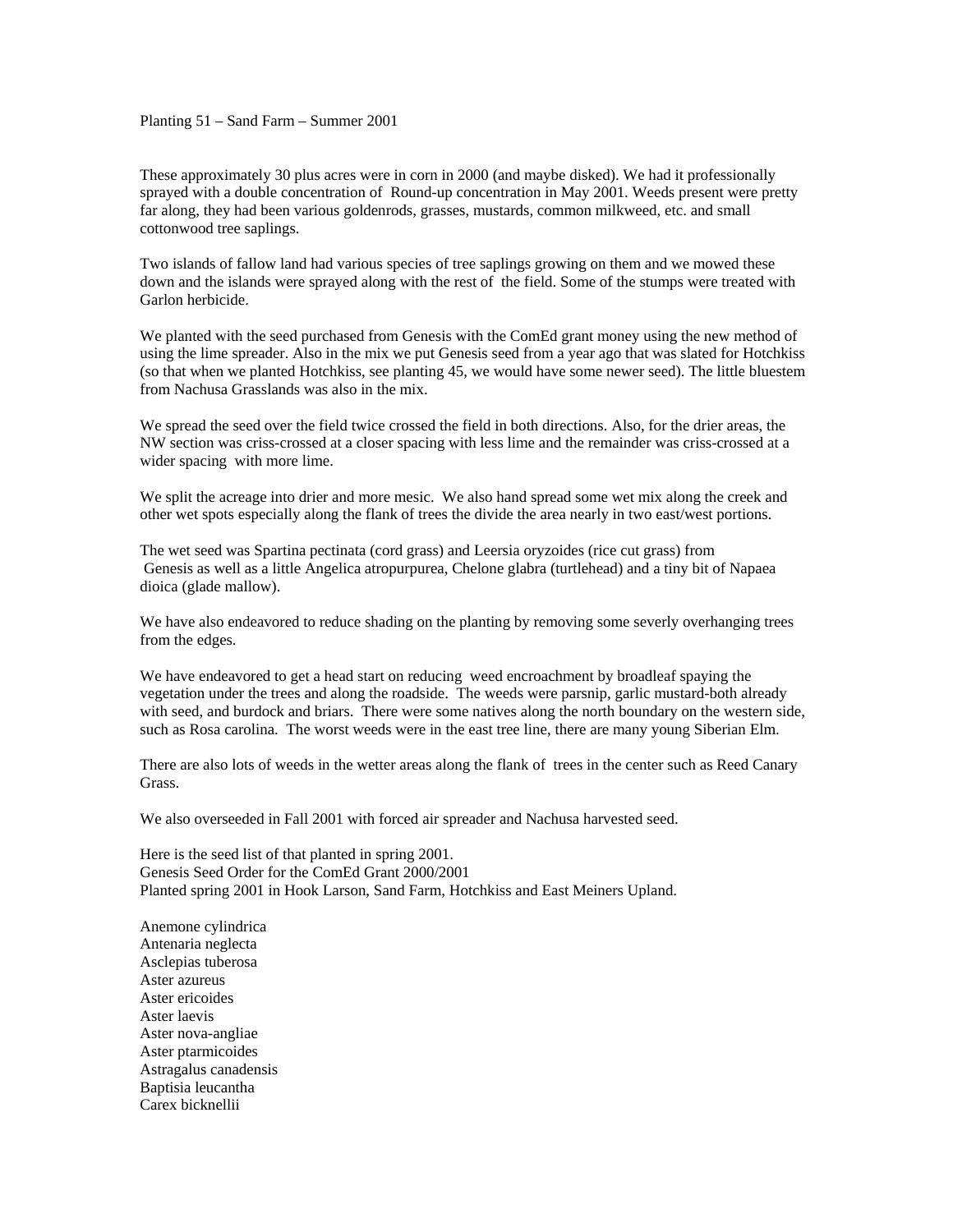Planting 51 – Sand Farm – Summer 2001

These approximately 30 plus acres were in corn in 2000 (and maybe disked). We had it professionally sprayed with a double concentration of Round-up concentration in May 2001. Weeds present were pretty far along, they had been various goldenrods, grasses, mustards, common milkweed, etc. and small cottonwood tree saplings.

Two islands of fallow land had various species of tree saplings growing on them and we mowed these down and the islands were sprayed along with the rest of the field. Some of the stumps were treated with Garlon herbicide.

We planted with the seed purchased from Genesis with the ComEd grant money using the new method of using the lime spreader. Also in the mix we put Genesis seed from a year ago that was slated for Hotchkiss (so that when we planted Hotchkiss, see planting 45, we would have some newer seed). The little bluestem from Nachusa Grasslands was also in the mix.

We spread the seed over the field twice crossed the field in both directions. Also, for the drier areas, the NW section was criss-crossed at a closer spacing with less lime and the remainder was criss-crossed at a wider spacing with more lime.

We split the acreage into drier and more mesic. We also hand spread some wet mix along the creek and other wet spots especially along the flank of trees the divide the area nearly in two east/west portions.

The wet seed was Spartina pectinata (cord grass) and Leersia oryzoides (rice cut grass) from Genesis as well as a little Angelica atropurpurea, Chelone glabra (turtlehead) and a tiny bit of Napaea dioica (glade mallow).

We have also endeavored to reduce shading on the planting by removing some severly overhanging trees from the edges.

We have endeavored to get a head start on reducing weed encroachment by broadleaf spaying the vegetation under the trees and along the roadside. The weeds were parsnip, garlic mustard-both already with seed, and burdock and briars. There were some natives along the north boundary on the western side, such as Rosa carolina. The worst weeds were in the east tree line, there are many young Siberian Elm.

There are also lots of weeds in the wetter areas along the flank of trees in the center such as Reed Canary Grass.

We also overseeded in Fall 2001 with forced air spreader and Nachusa harvested seed.

Here is the seed list of that planted in spring 2001.
Genesis Seed Order for the ComEd Grant 2000/2001
Planted spring 2001 in Hook Larson, Sand Farm, Hotchkiss and East Meiners Upland.

Anemone cylindrica
Antenaria neglecta
Asclepias tuberosa
Aster azureus
Aster ericoides
Aster laevis
Aster nova-angliae
Aster ptarmicoides
Astragalus canadensis
Baptisia leucantha
Carex bicknellii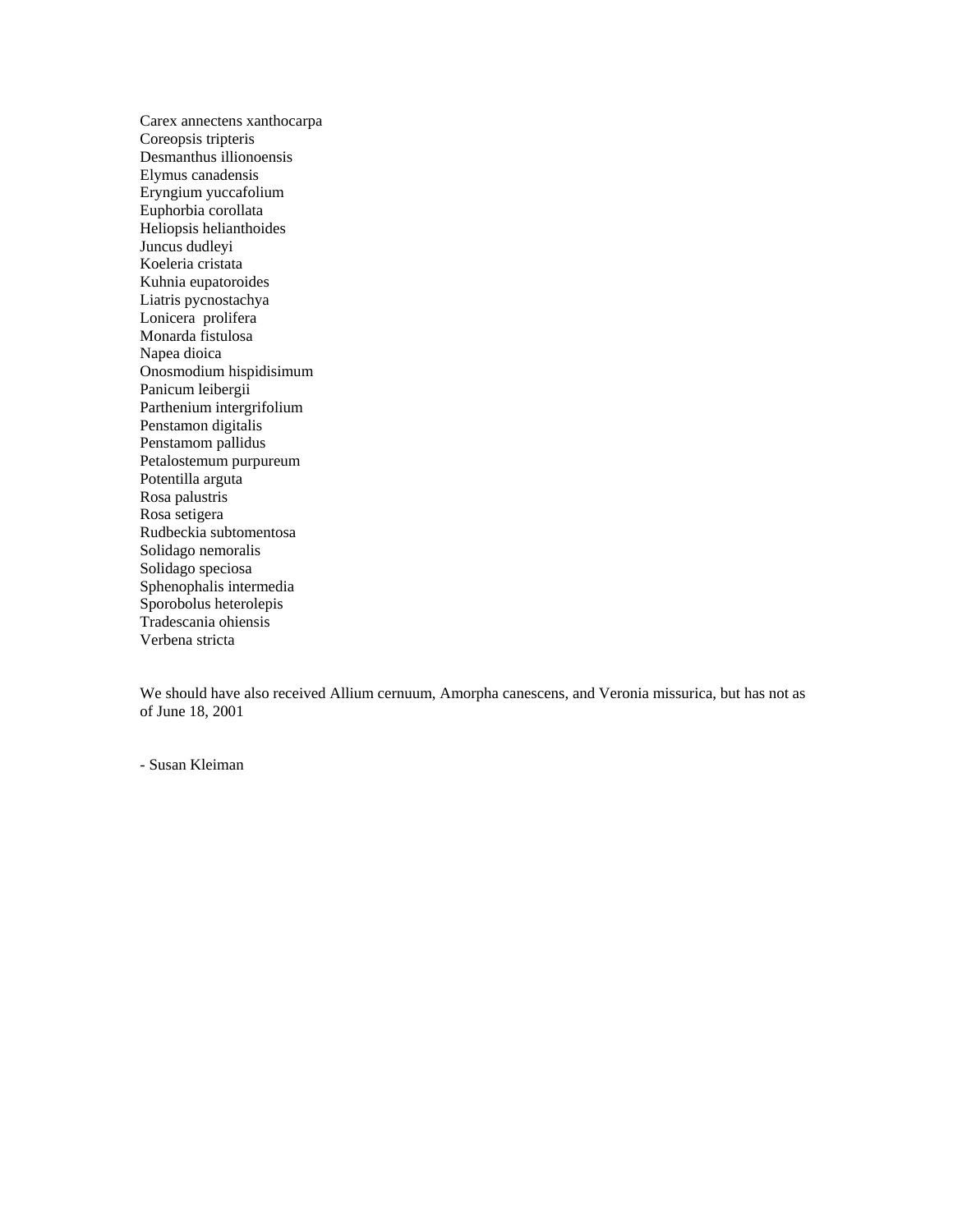Carex annectens xanthocarpa
Coreopsis tripteris
Desmanthus illionoensis
Elymus canadensis
Eryngium yuccafolium
Euphorbia corollata
Heliopsis helianthoides
Juncus dudleyi
Koeleria cristata
Kuhnia eupatoroides
Liatris pycnostachya
Lonicera  prolifera
Monarda fistulosa
Napea dioica
Onosmodium hispidisimum
Panicum leibergii
Parthenium intergrifolium
Penstamon digitalis
Penstamom pallidus
Petalostemum purpureum
Potentilla arguta
Rosa palustris
Rosa setigera
Rudbeckia subtomentosa
Solidago nemoralis
Solidago speciosa
Sphenophalis intermedia
Sporobolus heterolepis
Tradescania ohiensis
Verbena stricta

We should have also received Allium cernuum, Amorpha canescens, and Veronia missurica, but has not as of June 18, 2001

- Susan Kleiman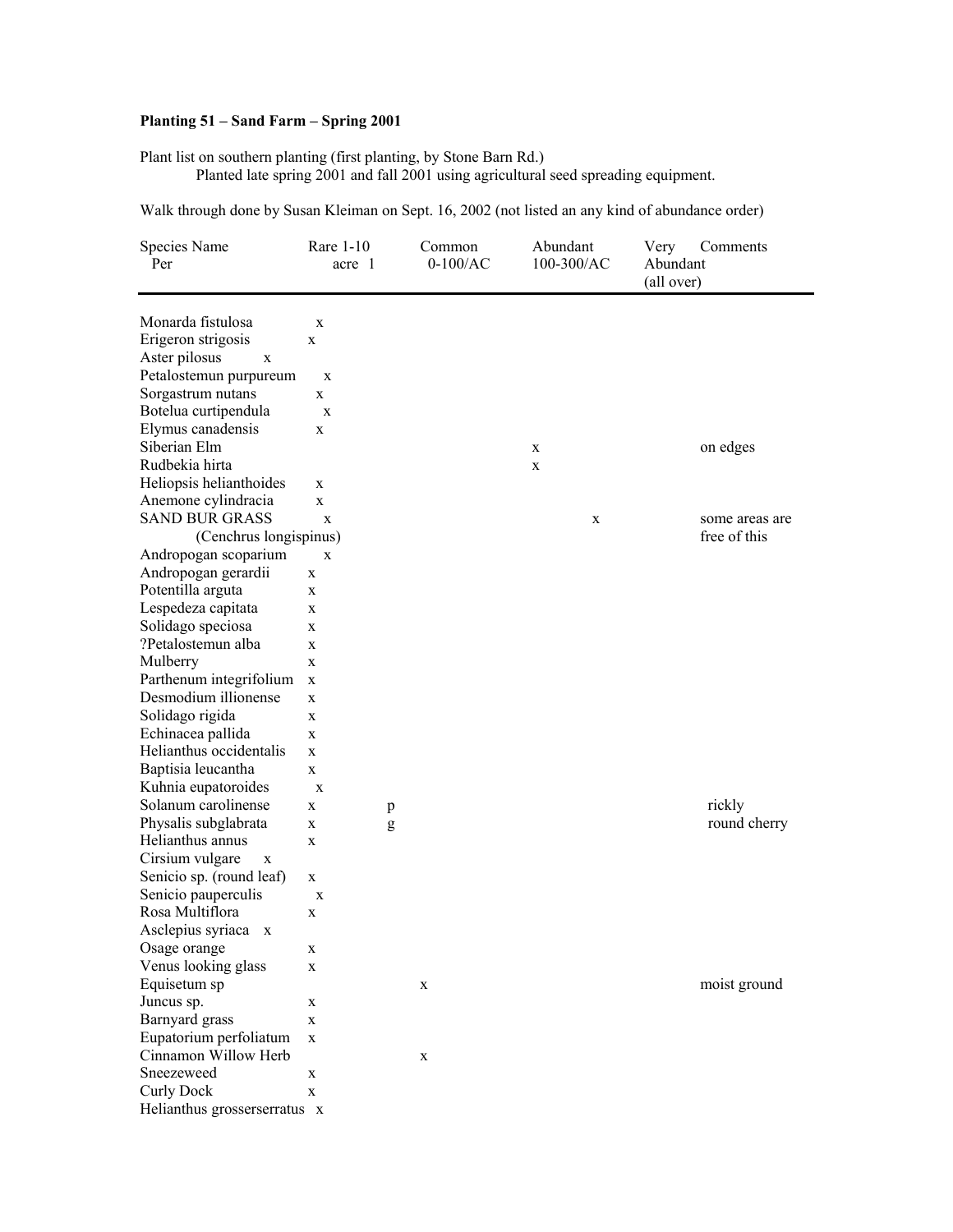**Planting 51 – Sand Farm – Spring 2001**

Plant list on southern planting (first planting, by Stone Barn Rd.)
Planted late spring 2001 and fall 2001 using agricultural seed spreading equipment.

Walk through done by Susan Kleiman on Sept. 16, 2002 (not listed an any kind of abundance order)

| Species Name | Rare 1-10 Per acre 1 | Common 0-100/AC | Abundant 100-300/AC | Very Abundant (all over) | Comments |
|---|---|---|---|---|---|
| Monarda fistulosa | x | | | | |
| Erigeron strigosis | x | | | | |
| Aster pilosus | x | | | | |
| Petalostemun purpureum | x | | | | |
| Sorgastrum nutans | x | | | | |
| Botelua curtipendula | x | | | | |
| Elymus canadensis | x | | | | |
| Siberian Elm | | | x | | on edges |
| Rudbekia hirta | | | x | | |
| Heliopsis helianthoides | x | | | | |
| Anemone cylindracia | x | | | | |
| SAND BUR GRASS (Cenchrus longispinus) | x | | x | | some areas are free of this |
| Andropogan scoparium | x | | | | |
| Andropogan gerardii | x | | | | |
| Potentilla arguta | x | | | | |
| Lespedeza capitata | x | | | | |
| Solidago speciosa | x | | | | |
| ?Petalostemun alba | x | | | | |
| Mulberry | x | | | | |
| Parthenum integrifolium | x | | | | |
| Desmodium illionense | x | | | | |
| Solidago rigida | x | | | | |
| Echinacea pallida | x | | | | |
| Helianthus occidentalis | x | | | | |
| Baptisia leucantha | x | | | | |
| Kuhnia eupatoroides | x | | | | |
| Solanum carolinense | x p | | | | rickly |
| Physalis subglabrata | x g | | | | round cherry |
| Helianthus annus | x | | | | |
| Cirsium vulgare | x | | | | |
| Senicio sp. (round leaf) | x | | | | |
| Senicio pauperculis | x | | | | |
| Rosa Multiflora | x | | | | |
| Asclepius syriaca | x | | | | |
| Osage orange | x | | | | |
| Venus looking glass | x | | | | |
| Equisetum sp | | x | | | moist ground |
| Juncus sp. | x | | | | |
| Barnyard grass | x | | | | |
| Eupatorium perfoliatum | x | | | | |
| Cinnamon Willow Herb | | x | | | |
| Sneezeweed | x | | | | |
| Curly Dock | x | | | | |
| Helianthus grosserserratus | x | | | | |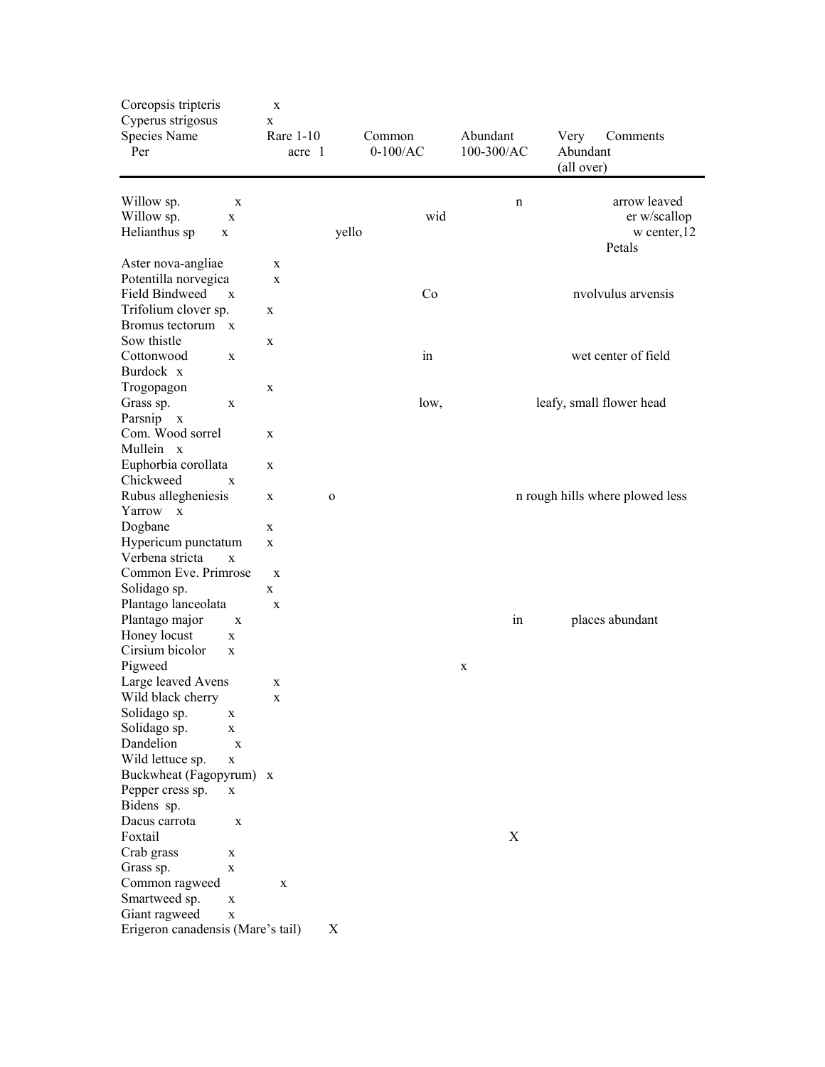Coreopsis tripteris x
Cyperus strigosus x

| Species Name Per | Rare 1-10 acre 1 | Common 0-100/AC | Abundant 100-300/AC | Very Abundant (all over) | Comments |
|---|---|---|---|---|---|
| Willow sp. | x | | | | narrow leaved |
| Willow sp. | x | | | | wider w/scallop |
| Helianthus sp | x | | | | yellow center,12 Petals |
| Aster nova-angliae | x | | | | |
| Potentilla norvegica | x | | | | |
| Field Bindweed | x | | | | Convolvulus arvensis |
| Trifolium clover sp. | x | | | | |
| Bromus tectorum | x | | | | |
| Sow thistle | x | | | | |
| Cottonwood | x | | | | in wet center of field |
| Burdock | x | | | | |
| Trogopagon | x | | | | |
| Grass sp. | x | | | | low, leafy, small flower head |
| Parsnip | x | | | | |
| Com. Wood sorrel | x | | | | |
| Mullein | x | | | | |
| Euphorbia corollata | x | | | | |
| Chickweed | x | | | | |
| Rubus allegheniesis | x | o | | | n rough hills where plowed less |
| Yarrow | x | | | | |
| Dogbane | x | | | | |
| Hypericum punctatum | x | | | | |
| Verbena stricta | x | | | | |
| Common Eve. Primrose | x | | | | |
| Solidago sp. | x | | | | |
| Plantago lanceolata | x | | | | |
| Plantago major | x | | | | in places abundant |
| Honey locust | x | | | | |
| Cirsium bicolor | x | | | | |
| Pigweed | | | x | | |
| Large leaved Avens | x | | | | |
| Wild black cherry | x | | | | |
| Solidago sp. | x | | | | |
| Solidago sp. | x | | | | |
| Dandelion | x | | | | |
| Wild lettuce sp. | x | | | | |
| Buckwheat (Fagopyrum) | x | | | | |
| Pepper cress sp. | x | | | | |
| Bidens sp. | | | | | |
| Dacus carrota | x | | | | |
| Foxtail | | | X | | |
| Crab grass | x | | | | |
| Grass sp. | x | | | | |
| Common ragweed | x | | | | |
| Smartweed sp. | x | | | | |
| Giant ragweed | x | | | | |
| Erigeron canadensis (Mare's tail) | | X | | | |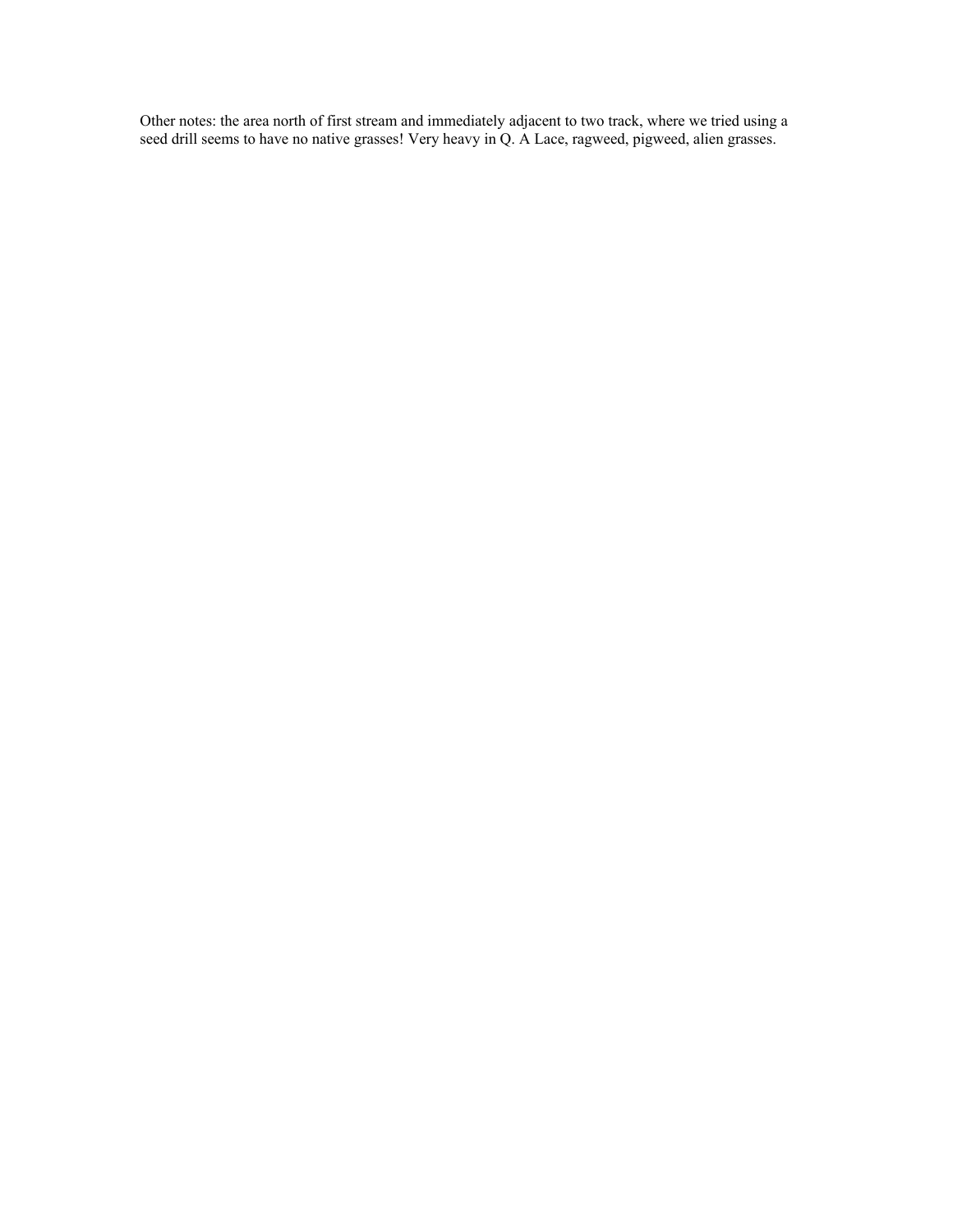Other notes: the area north of first stream and immediately adjacent to two track, where we tried using a seed drill seems to have no native grasses! Very heavy in Q. A Lace, ragweed, pigweed, alien grasses.